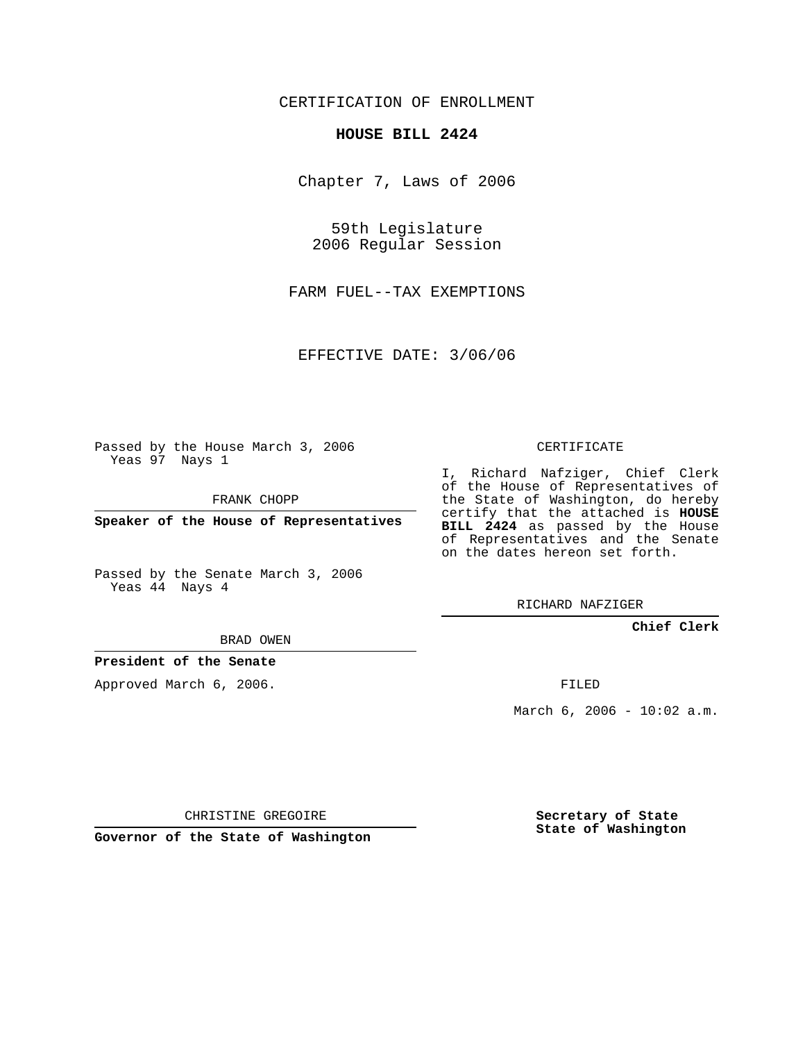CERTIFICATION OF ENROLLMENT

**HOUSE BILL 2424**

Chapter 7, Laws of 2006

59th Legislature
2006 Regular Session

FARM FUEL--TAX EXEMPTIONS

EFFECTIVE DATE: 3/06/06

Passed by the House March 3, 2006
Yeas 97 Nays 1

FRANK CHOPP

**Speaker of the House of Representatives**

Passed by the Senate March 3, 2006
Yeas 44 Nays 4

BRAD OWEN

**President of the Senate**

Approved March 6, 2006.

CHRISTINE GREGOIRE

**Governor of the State of Washington**

CERTIFICATE

I, Richard Nafziger, Chief Clerk of the House of Representatives of the State of Washington, do hereby certify that the attached is **HOUSE BILL 2424** as passed by the House of Representatives and the Senate on the dates hereon set forth.

RICHARD NAFZIGER

**Chief Clerk**

FILED

March 6, 2006 - 10:02 a.m.

**Secretary of State**
**State of Washington**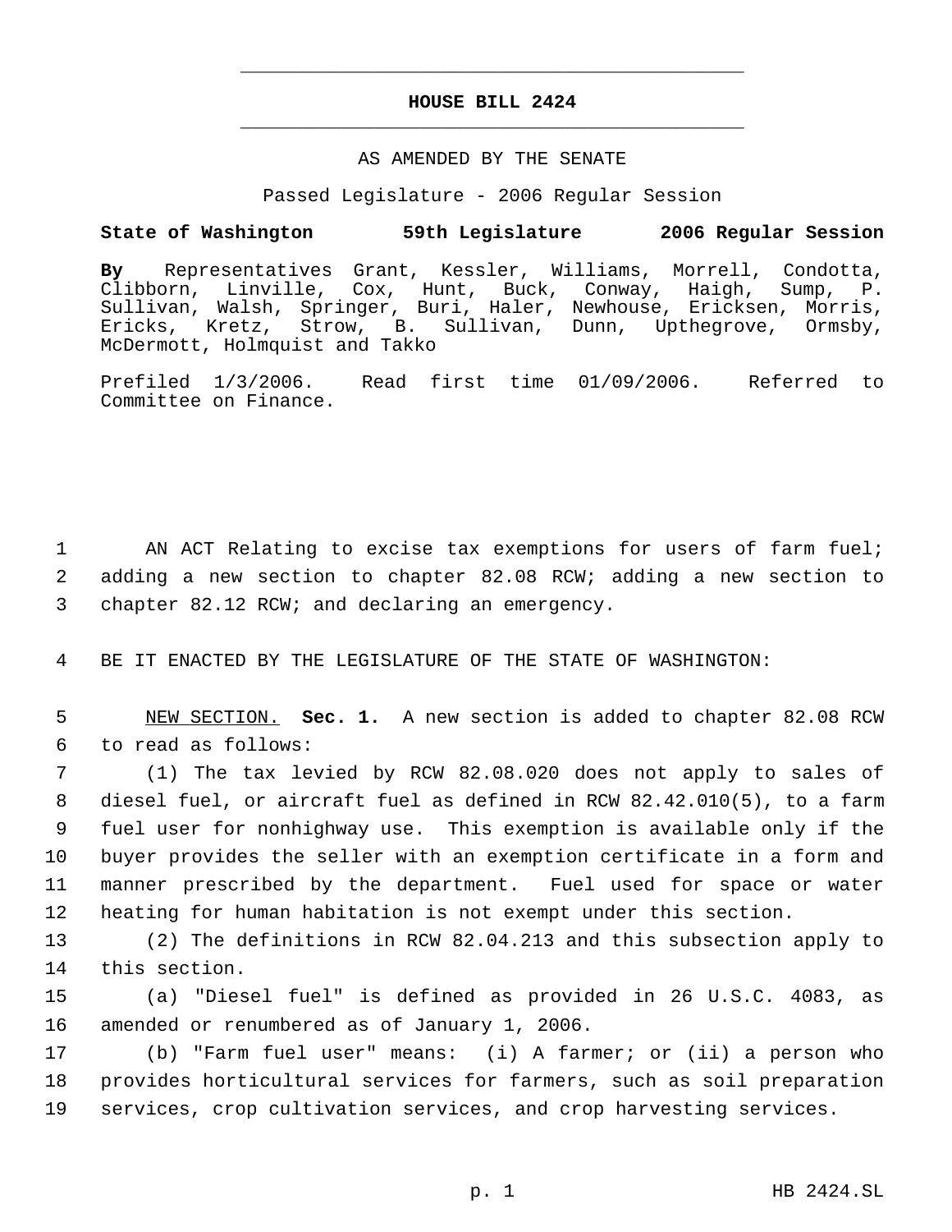# HOUSE BILL 2424

AS AMENDED BY THE SENATE

Passed Legislature - 2006 Regular Session

**State of Washington 59th Legislature 2006 Regular Session**

**By** Representatives Grant, Kessler, Williams, Morrell, Condotta, Clibborn, Linville, Cox, Hunt, Buck, Conway, Haigh, Sump, P. Sullivan, Walsh, Springer, Buri, Haler, Newhouse, Ericksen, Morris, Ericks, Kretz, Strow, B. Sullivan, Dunn, Upthegrove, Ormsby, McDermott, Holmquist and Takko

Prefiled 1/3/2006. Read first time 01/09/2006. Referred to Committee on Finance.

AN ACT Relating to excise tax exemptions for users of farm fuel; adding a new section to chapter 82.08 RCW; adding a new section to chapter 82.12 RCW; and declaring an emergency.

BE IT ENACTED BY THE LEGISLATURE OF THE STATE OF WASHINGTON:

NEW SECTION. **Sec. 1.** A new section is added to chapter 82.08 RCW to read as follows:

(1) The tax levied by RCW 82.08.020 does not apply to sales of diesel fuel, or aircraft fuel as defined in RCW 82.42.010(5), to a farm fuel user for nonhighway use. This exemption is available only if the buyer provides the seller with an exemption certificate in a form and manner prescribed by the department. Fuel used for space or water heating for human habitation is not exempt under this section.

(2) The definitions in RCW 82.04.213 and this subsection apply to this section.

(a) "Diesel fuel" is defined as provided in 26 U.S.C. 4083, as amended or renumbered as of January 1, 2006.

(b) "Farm fuel user" means: (i) A farmer; or (ii) a person who provides horticultural services for farmers, such as soil preparation services, crop cultivation services, and crop harvesting services.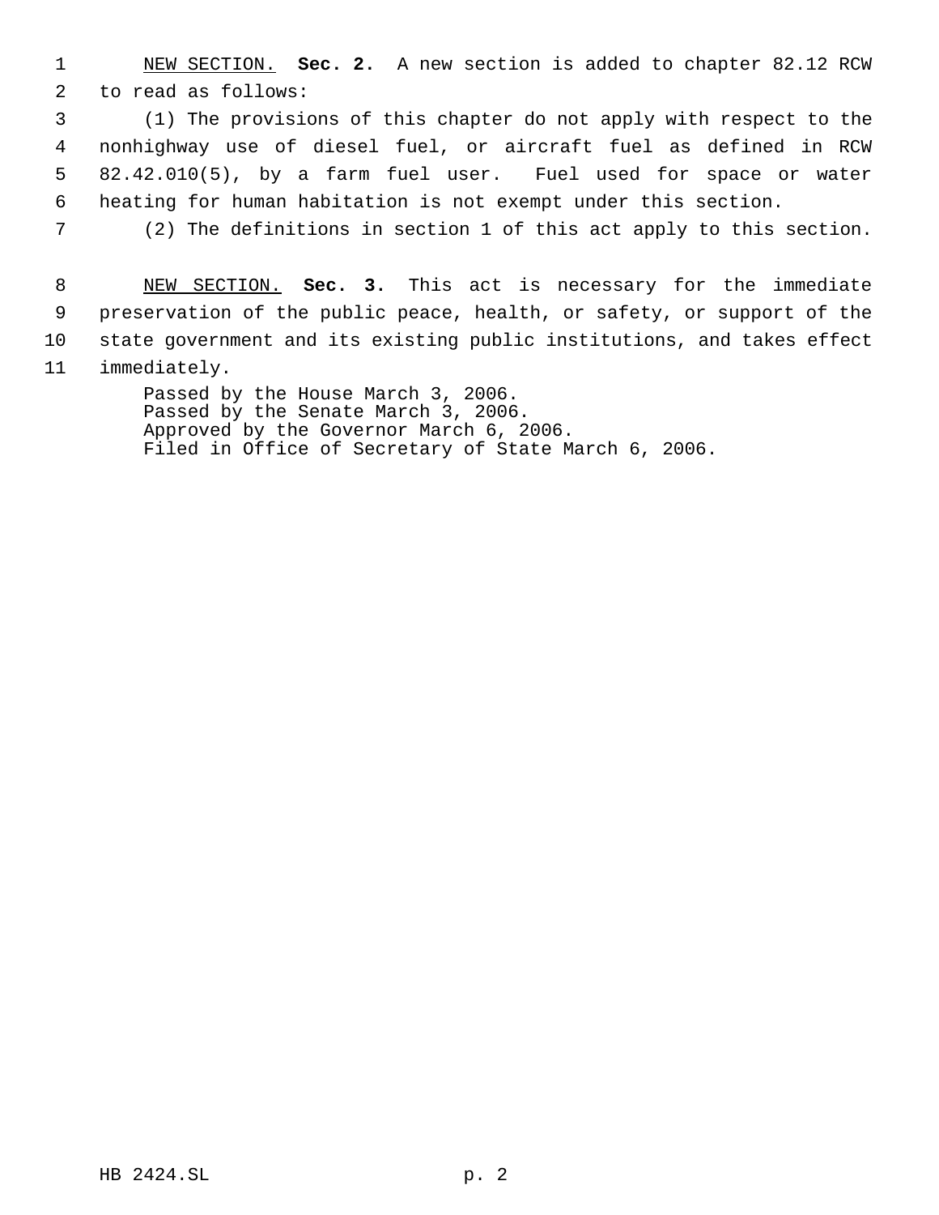NEW SECTION. **Sec. 2.** A new section is added to chapter 82.12 RCW to read as follows:

(1) The provisions of this chapter do not apply with respect to the nonhighway use of diesel fuel, or aircraft fuel as defined in RCW 82.42.010(5), by a farm fuel user. Fuel used for space or water heating for human habitation is not exempt under this section.

(2) The definitions in section 1 of this act apply to this section.

NEW SECTION. **Sec. 3.** This act is necessary for the immediate preservation of the public peace, health, or safety, or support of the state government and its existing public institutions, and takes effect immediately.

Passed by the House March 3, 2006.
Passed by the Senate March 3, 2006.
Approved by the Governor March 6, 2006.
Filed in Office of Secretary of State March 6, 2006.